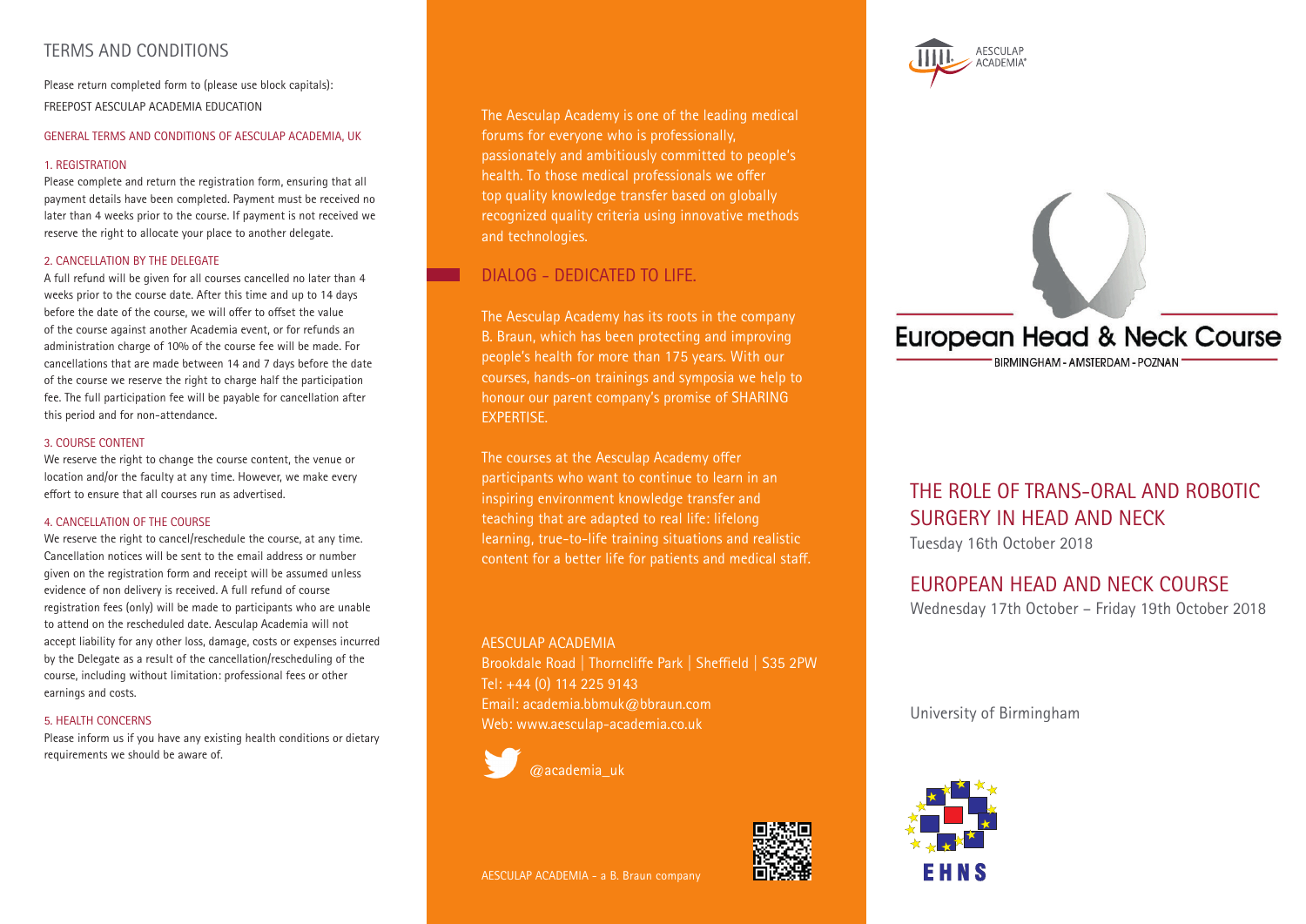# TERMS AND CONDITIONS

Please return completed form to (please use block capitals):
FREEPOST AESCULAP ACADEMIA EDUCATION

## GENERAL TERMS AND CONDITIONS OF AESCULAP ACADEMIA, UK

### 1. REGISTRATION

Please complete and return the registration form, ensuring that all payment details have been completed. Payment must be received no later than 4 weeks prior to the course. If payment is not received we reserve the right to allocate your place to another delegate.

### 2. CANCELLATION BY THE DELEGATE

A full refund will be given for all courses cancelled no later than 4 weeks prior to the course date. After this time and up to 14 days before the date of the course, we will offer to offset the value of the course against another Academia event, or for refunds an administration charge of 10% of the course fee will be made. For cancellations that are made between 14 and 7 days before the date of the course we reserve the right to charge half the participation fee. The full participation fee will be payable for cancellation after this period and for non-attendance.

### 3. COURSE CONTENT

We reserve the right to change the course content, the venue or location and/or the faculty at any time. However, we make every effort to ensure that all courses run as advertised.

### 4. CANCELLATION OF THE COURSE

We reserve the right to cancel/reschedule the course, at any time. Cancellation notices will be sent to the email address or number given on the registration form and receipt will be assumed unless evidence of non delivery is received. A full refund of course registration fees (only) will be made to participants who are unable to attend on the rescheduled date. Aesculap Academia will not accept liability for any other loss, damage, costs or expenses incurred by the Delegate as a result of the cancellation/rescheduling of the course, including without limitation: professional fees or other earnings and costs.

### 5. HEALTH CONCERNS

Please inform us if you have any existing health conditions or dietary requirements we should be aware of.

The Aesculap Academy is one of the leading medical forums for everyone who is professionally, passionately and ambitiously committed to people's health. To those medical professionals we offer top quality knowledge transfer based on globally recognized quality criteria using innovative methods and technologies.

## DIALOG - DEDICATED TO LIFE.

The Aesculap Academy has its roots in the company B. Braun, which has been protecting and improving people's health for more than 175 years. With our courses, hands-on trainings and symposia we help to honour our parent company's promise of SHARING EXPERTISE.

The courses at the Aesculap Academy offer participants who want to continue to learn in an inspiring environment knowledge transfer and teaching that are adapted to real life: lifelong learning, true-to-life training situations and realistic content for a better life for patients and medical staff.

AESCULAP ACADEMIA
Brookdale Road | Thorncliffe Park | Sheffield | S35 2PW
Tel: +44 (0) 114 225 9143
Email: academia.bbmuk@bbraun.com
Web: www.aesculap-academia.co.uk

@academia_uk

AESCULAP ACADEMIA – a B. Braun company

AESCULAP ACADEMIA

# European Head & Neck Course

BIRMINGHAM - AMSTERDAM - POZNAN

## THE ROLE OF TRANS-ORAL AND ROBOTIC SURGERY IN HEAD AND NECK

Tuesday 16th October 2018

## EUROPEAN HEAD AND NECK COURSE

Wednesday 17th October – Friday 19th October 2018

University of Birmingham

EHNS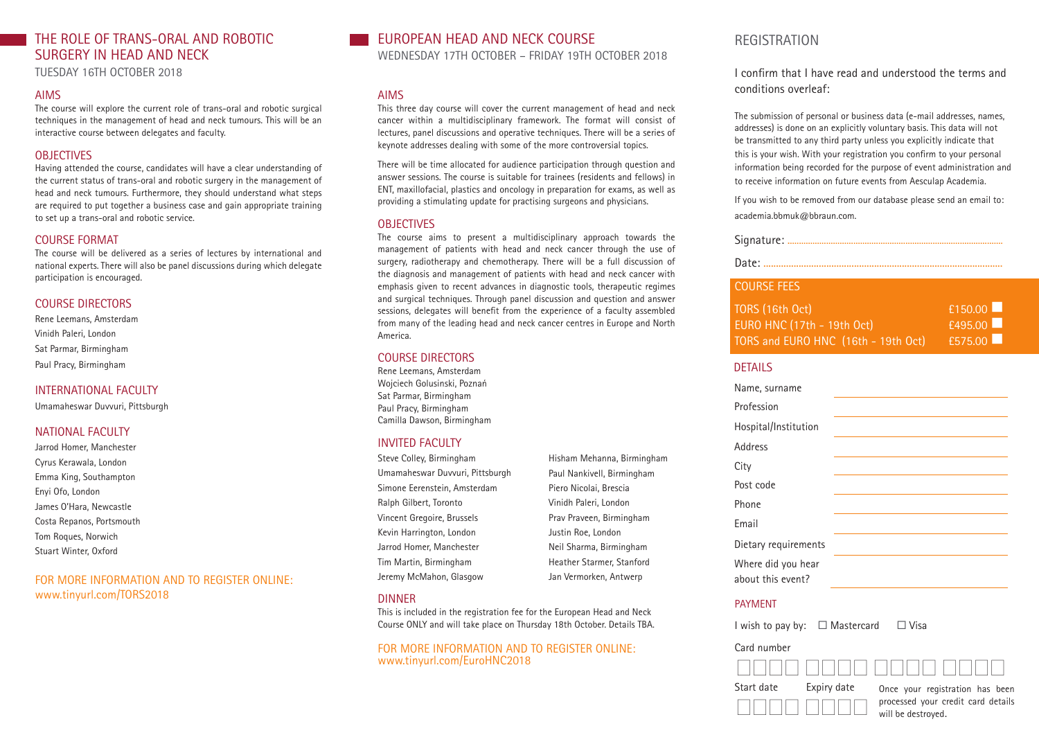## THE ROLE OF TRANS-ORAL AND ROBOTIC SURGERY IN HEAD AND NECK

TUESDAY 16TH OCTOBER 2018

### AIMS

The course will explore the current role of trans-oral and robotic surgical techniques in the management of head and neck tumours. This will be an interactive course between delegates and faculty.

### OBJECTIVES

Having attended the course, candidates will have a clear understanding of the current status of trans-oral and robotic surgery in the management of head and neck tumours. Furthermore, they should understand what steps are required to put together a business case and gain appropriate training to set up a trans-oral and robotic service.

### COURSE FORMAT

The course will be delivered as a series of lectures by international and national experts. There will also be panel discussions during which delegate participation is encouraged.

### COURSE DIRECTORS

Rene Leemans, Amsterdam
Vinidh Paleri, London
Sat Parmar, Birmingham
Paul Pracy, Birmingham

### INTERNATIONAL FACULTY

Umamaheswar Duvvuri, Pittsburgh

### NATIONAL FACULTY

Jarrod Homer, Manchester
Cyrus Kerawala, London
Emma King, Southampton
Enyi Ofo, London
James O'Hara, Newcastle
Costa Repanos, Portsmouth
Tom Roques, Norwich
Stuart Winter, Oxford

FOR MORE INFORMATION AND TO REGISTER ONLINE:
www.tinyurl.com/TORS2018

## EUROPEAN HEAD AND NECK COURSE

WEDNESDAY 17TH OCTOBER – FRIDAY 19TH OCTOBER 2018

### AIMS

This three day course will cover the current management of head and neck cancer within a multidisciplinary framework. The format will consist of lectures, panel discussions and operative techniques. There will be a series of keynote addresses dealing with some of the more controversial topics.

There will be time allocated for audience participation through question and answer sessions. The course is suitable for trainees (residents and fellows) in ENT, maxillofacial, plastics and oncology in preparation for exams, as well as providing a stimulating update for practising surgeons and physicians.

### OBJECTIVES

The course aims to present a multidisciplinary approach towards the management of patients with head and neck cancer through the use of surgery, radiotherapy and chemotherapy. There will be a full discussion of the diagnosis and management of patients with head and neck cancer with emphasis given to recent advances in diagnostic tools, therapeutic regimes and surgical techniques. Through panel discussion and question and answer sessions, delegates will benefit from the experience of a faculty assembled from many of the leading head and neck cancer centres in Europe and North America.

### COURSE DIRECTORS

Rene Leemans, Amsterdam
Wojciech Golusinski, Poznań
Sat Parmar, Birmingham
Paul Pracy, Birmingham
Camilla Dawson, Birmingham

### INVITED FACULTY

Steve Colley, Birmingham
Umamaheswar Duvvuri, Pittsburgh
Simone Eerenstein, Amsterdam
Ralph Gilbert, Toronto
Vincent Gregoire, Brussels
Kevin Harrington, London
Jarrod Homer, Manchester
Tim Martin, Birmingham
Jeremy McMahon, Glasgow
Hisham Mehanna, Birmingham
Paul Nankivell, Birmingham
Piero Nicolai, Brescia
Vinidh Paleri, London
Prav Praveen, Birmingham
Justin Roe, London
Neil Sharma, Birmingham
Heather Starmer, Stanford
Jan Vermorken, Antwerp

### DINNER

This is included in the registration fee for the European Head and Neck Course ONLY and will take place on Thursday 18th October. Details TBA.

FOR MORE INFORMATION AND TO REGISTER ONLINE:
www.tinyurl.com/EuroHNC2018

## REGISTRATION

I confirm that I have read and understood the terms and conditions overleaf:

The submission of personal or business data (e-mail addresses, names, addresses) is done on an explicitly voluntary basis. This data will not be transmitted to any third party unless you explicitly indicate that this is your wish. With your registration you confirm to your personal information being recorded for the purpose of event administration and to receive information on future events from Aesculap Academia.

If you wish to be removed from our database please send an email to: academia.bbmuk@bbraun.com.

Signature: ..................................................

Date: ..................................................

### COURSE FEES

| | | |
|---|---|---|
| TORS (16th Oct) | £150.00 | ☐ |
| EURO HNC (17th - 19th Oct) | £495.00 | ☐ |
| TORS and EURO HNC (16th - 19th Oct) | £575.00 | ☐ |

### DETAILS

Name, surname
Profession
Hospital/Institution
Address
City
Post code
Phone
Email
Dietary requirements
Where did you hear about this event?

### PAYMENT

I wish to pay by: ☐ Mastercard ☐ Visa

Card number

Start date

Expiry date

Once your registration has been processed your credit card details will be destroyed.